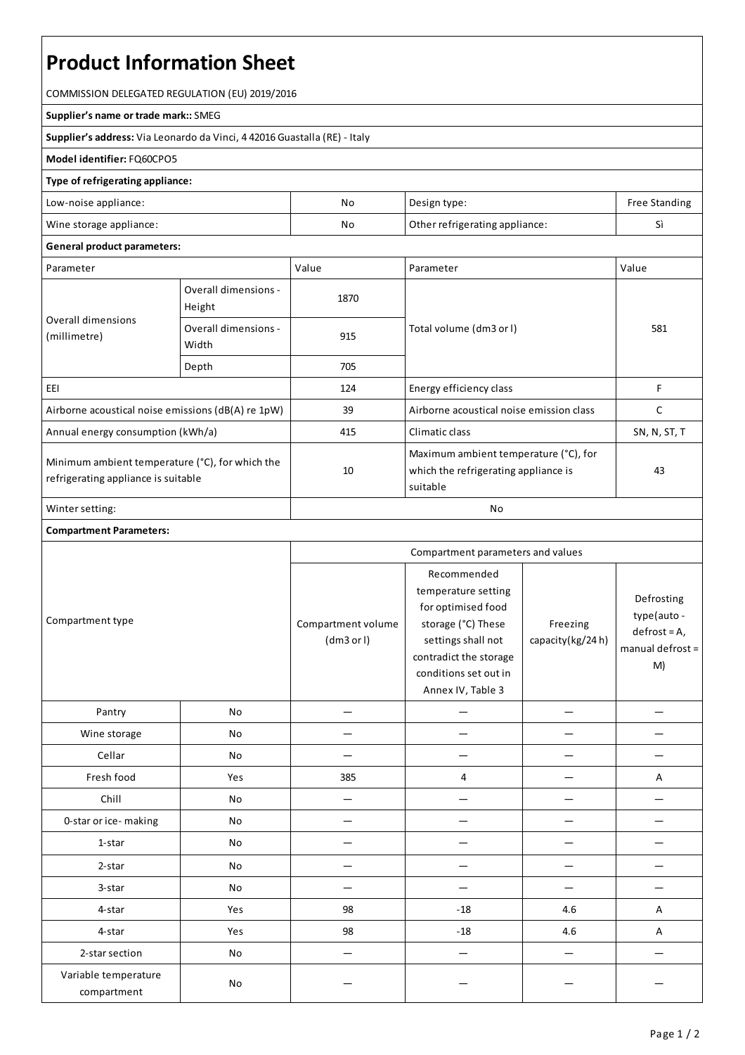# Product Information Sheet

COMMISSION DELEGATED REGULATION (EU) 2019/2016

**Supplier's name or trade mark::** SMEG

**Supplier's address:** Via Leonardo da Vinci, 4 42016 Guastalla (RE) - Italy

**Model identifier:** FQ60CPO5

**Type of refrigerating appliance:**

| | | | |
|---|---|---|---|
| Low-noise appliance: | No | Design type: | Free Standing |
| Wine storage appliance: | No | Other refrigerating appliance: | Sì |

**General product parameters:**

| Parameter | | Value | Parameter | Value |
|---|---|---|---|---|
| Overall dimensions (millimetre) | Overall dimensions - Height | 1870 | Total volume (dm3 or l) | 581 |
| | Overall dimensions - Width | 915 | | |
| | Depth | 705 | | |
| EEI | | 124 | Energy efficiency class | F |
| Airborne acoustical noise emissions (dB(A) re 1pW) | | 39 | Airborne acoustical noise emission class | C |
| Annual energy consumption (kWh/a) | | 415 | Climatic class | SN, N, ST, T |
| Minimum ambient temperature (°C), for which the refrigerating appliance is suitable | | 10 | Maximum ambient temperature (°C), for which the refrigerating appliance is suitable | 43 |
| Winter setting: | | No | | |

**Compartment Parameters:**

| Compartment type | | Compartment parameters and values | | | |
|---|---|---|---|---|---|
| | | Compartment volume (dm3 or l) | Recommended temperature setting for optimised food storage (°C) These settings shall not contradict the storage conditions set out in Annex IV, Table 3 | Freezing capacity(kg/24 h) | Defrosting type(auto - defrost = A, manual defrost = M) |
| Pantry | No | — | — | — | — |
| Wine storage | No | — | — | — | — |
| Cellar | No | — | — | — | — |
| Fresh food | Yes | 385 | 4 | — | A |
| Chill | No | — | — | — | — |
| 0-star or ice- making | No | — | — | — | — |
| 1-star | No | — | — | — | — |
| 2-star | No | — | — | — | — |
| 3-star | No | — | — | — | — |
| 4-star | Yes | 98 | -18 | 4.6 | A |
| 4-star | Yes | 98 | -18 | 4.6 | A |
| 2-star section | No | — | — | — | — |
| Variable temperature compartment | No | — | — | — | — |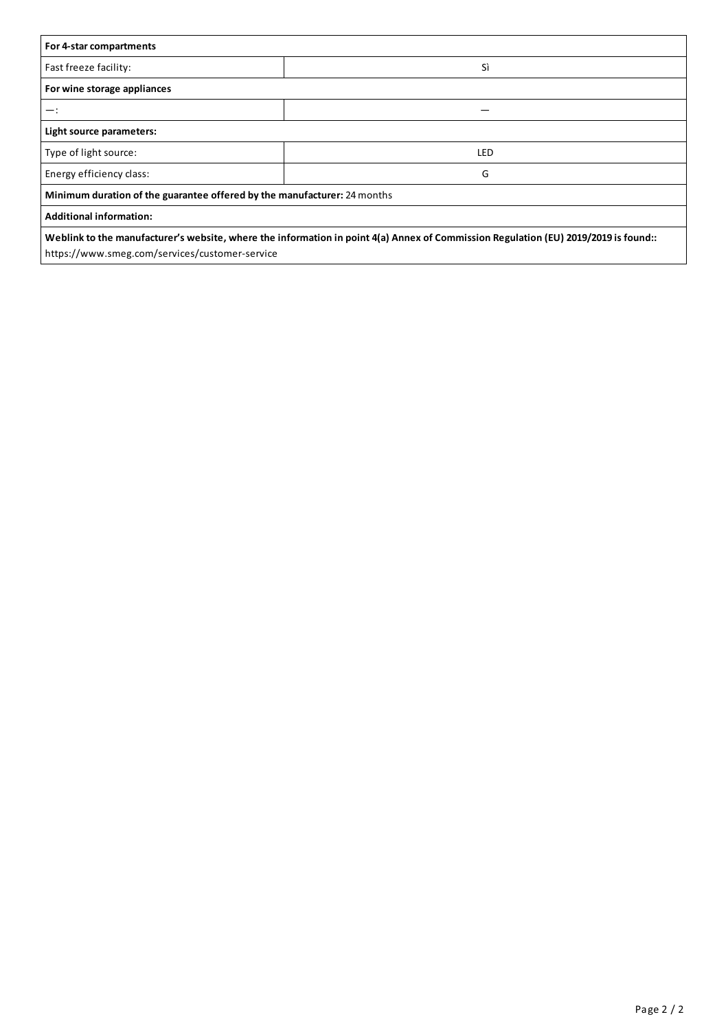| | |
|---|---|
| **For 4-star compartments** | |
| Fast freeze facility: | Sì |
| **For wine storage appliances** | |
| —: | — |
| **Light source parameters:** | |
| Type of light source: | LED |
| Energy efficiency class: | G |
| **Minimum duration of the guarantee offered by the manufacturer:** 24 months | |
| **Additional information:** | |
| **Weblink to the manufacturer's website, where the information in point 4(a) Annex of Commission Regulation (EU) 2019/2019 is found::** https://www.smeg.com/services/customer-service | |